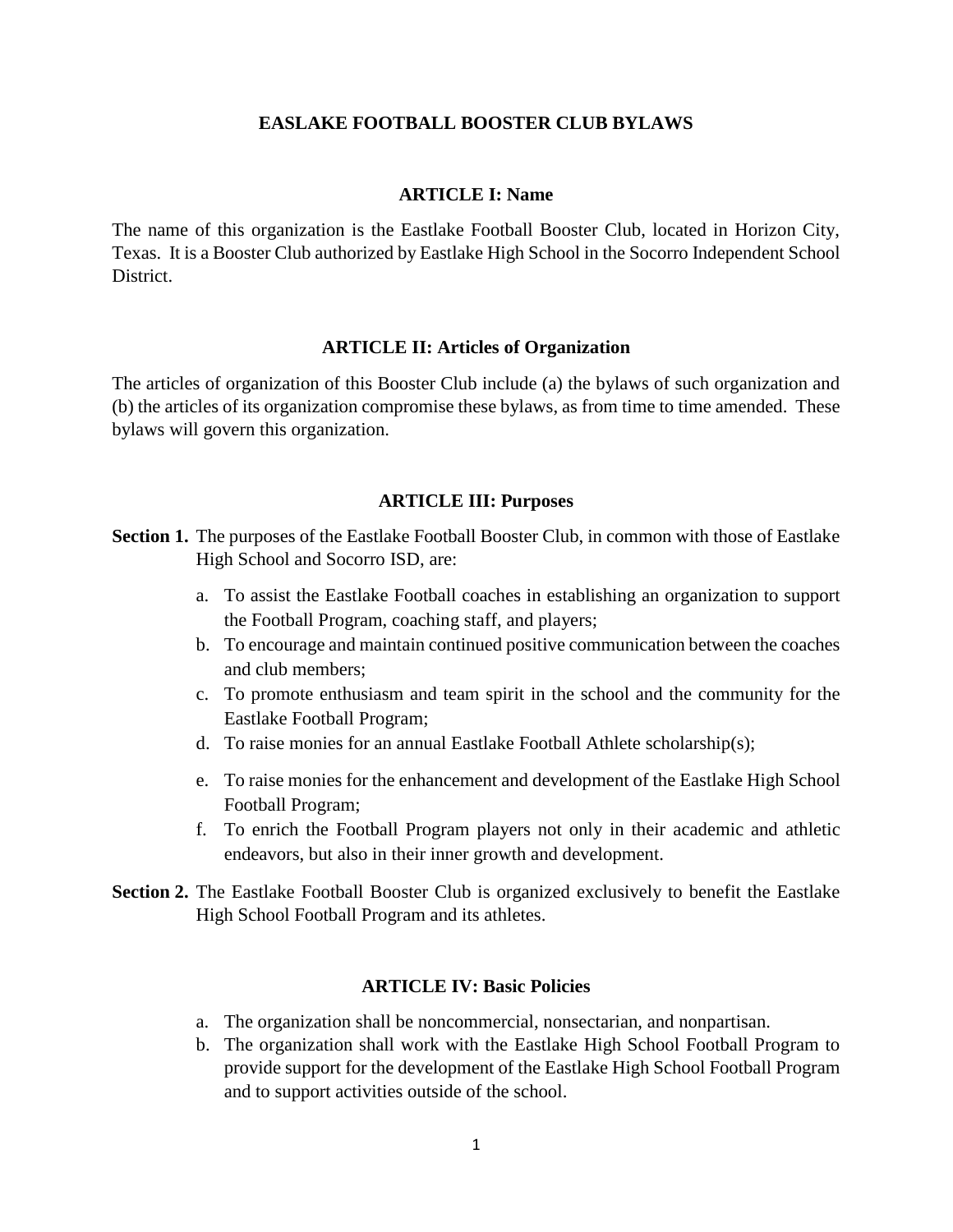# EASLAKE FOOTBALL BOOSTER CLUB BYLAWS

## ARTICLE I: Name

The name of this organization is the Eastlake Football Booster Club, located in Horizon City, Texas. It is a Booster Club authorized by Eastlake High School in the Socorro Independent School District.

## ARTICLE II: Articles of Organization

The articles of organization of this Booster Club include (a) the bylaws of such organization and (b) the articles of its organization compromise these bylaws, as from time to time amended. These bylaws will govern this organization.

## ARTICLE III: Purposes

**Section 1.** The purposes of the Eastlake Football Booster Club, in common with those of Eastlake High School and Socorro ISD, are:

a. To assist the Eastlake Football coaches in establishing an organization to support the Football Program, coaching staff, and players;
b. To encourage and maintain continued positive communication between the coaches and club members;
c. To promote enthusiasm and team spirit in the school and the community for the Eastlake Football Program;
d. To raise monies for an annual Eastlake Football Athlete scholarship(s);
e. To raise monies for the enhancement and development of the Eastlake High School Football Program;
f. To enrich the Football Program players not only in their academic and athletic endeavors, but also in their inner growth and development.

**Section 2.** The Eastlake Football Booster Club is organized exclusively to benefit the Eastlake High School Football Program and its athletes.

## ARTICLE IV: Basic Policies

a. The organization shall be noncommercial, nonsectarian, and nonpartisan.
b. The organization shall work with the Eastlake High School Football Program to provide support for the development of the Eastlake High School Football Program and to support activities outside of the school.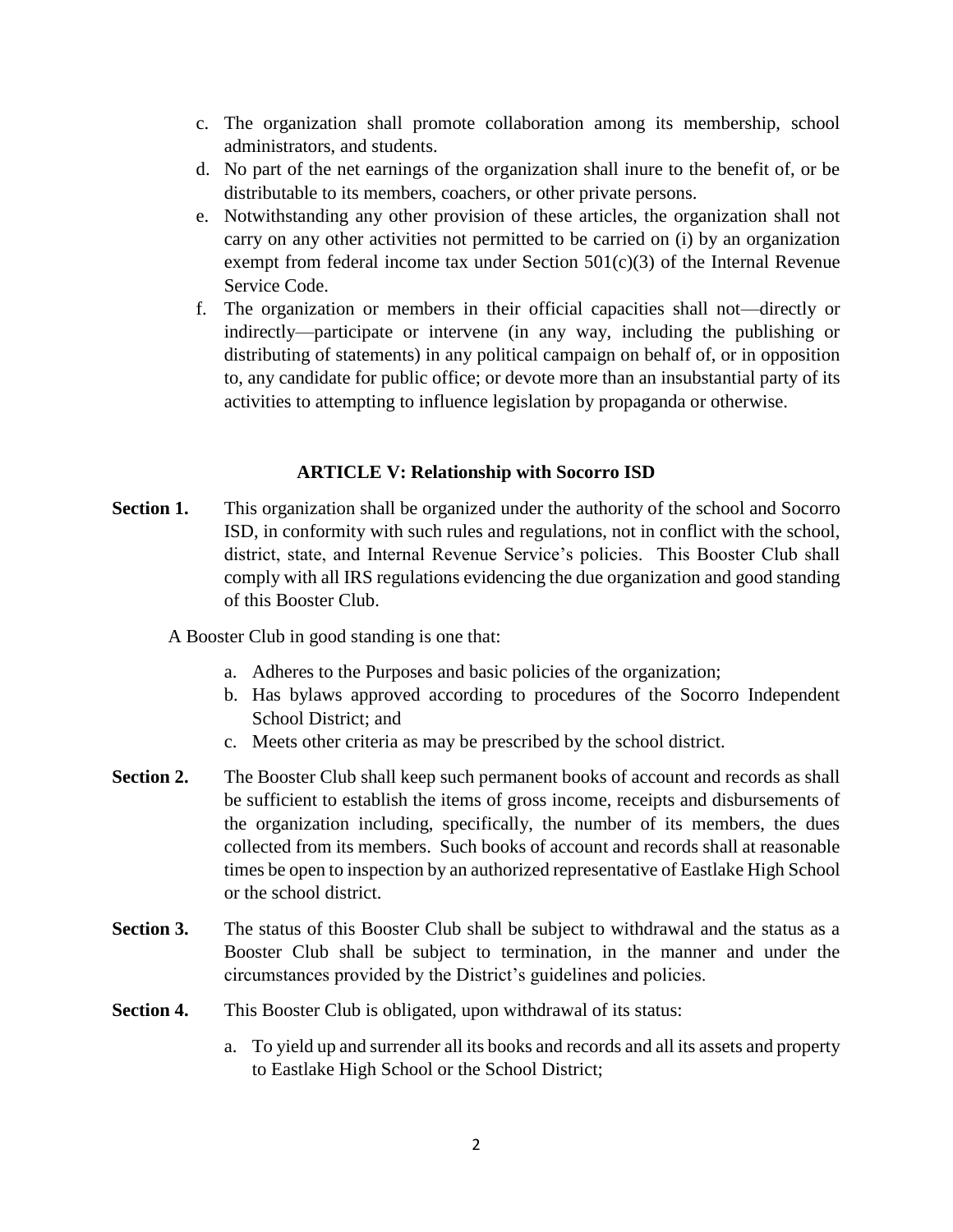c. The organization shall promote collaboration among its membership, school administrators, and students.

d. No part of the net earnings of the organization shall inure to the benefit of, or be distributable to its members, coachers, or other private persons.

e. Notwithstanding any other provision of these articles, the organization shall not carry on any other activities not permitted to be carried on (i) by an organization exempt from federal income tax under Section 501(c)(3) of the Internal Revenue Service Code.

f. The organization or members in their official capacities shall not—directly or indirectly—participate or intervene (in any way, including the publishing or distributing of statements) in any political campaign on behalf of, or in opposition to, any candidate for public office; or devote more than an insubstantial party of its activities to attempting to influence legislation by propaganda or otherwise.

## ARTICLE V: Relationship with Socorro ISD

**Section 1.** This organization shall be organized under the authority of the school and Socorro ISD, in conformity with such rules and regulations, not in conflict with the school, district, state, and Internal Revenue Service's policies. This Booster Club shall comply with all IRS regulations evidencing the due organization and good standing of this Booster Club.

A Booster Club in good standing is one that:

a. Adheres to the Purposes and basic policies of the organization;
b. Has bylaws approved according to procedures of the Socorro Independent School District; and
c. Meets other criteria as may be prescribed by the school district.

**Section 2.** The Booster Club shall keep such permanent books of account and records as shall be sufficient to establish the items of gross income, receipts and disbursements of the organization including, specifically, the number of its members, the dues collected from its members. Such books of account and records shall at reasonable times be open to inspection by an authorized representative of Eastlake High School or the school district.

**Section 3.** The status of this Booster Club shall be subject to withdrawal and the status as a Booster Club shall be subject to termination, in the manner and under the circumstances provided by the District's guidelines and policies.

**Section 4.** This Booster Club is obligated, upon withdrawal of its status:

a. To yield up and surrender all its books and records and all its assets and property to Eastlake High School or the School District;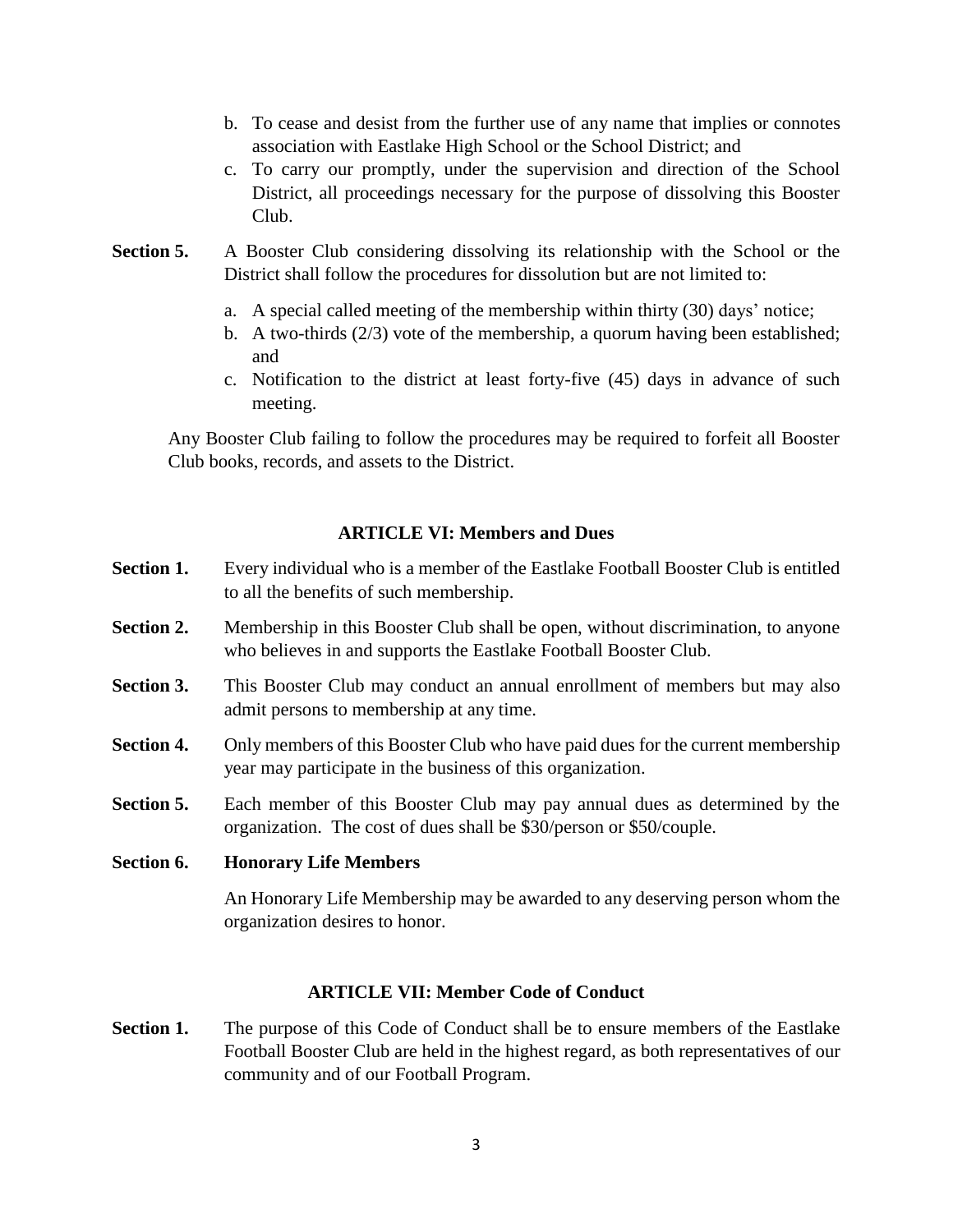b. To cease and desist from the further use of any name that implies or connotes association with Eastlake High School or the School District; and

c. To carry our promptly, under the supervision and direction of the School District, all proceedings necessary for the purpose of dissolving this Booster Club.

**Section 5.** A Booster Club considering dissolving its relationship with the School or the District shall follow the procedures for dissolution but are not limited to:

a. A special called meeting of the membership within thirty (30) days' notice;

b. A two-thirds (2/3) vote of the membership, a quorum having been established; and

c. Notification to the district at least forty-five (45) days in advance of such meeting.

Any Booster Club failing to follow the procedures may be required to forfeit all Booster Club books, records, and assets to the District.

## ARTICLE VI: Members and Dues

**Section 1.** Every individual who is a member of the Eastlake Football Booster Club is entitled to all the benefits of such membership.

**Section 2.** Membership in this Booster Club shall be open, without discrimination, to anyone who believes in and supports the Eastlake Football Booster Club.

**Section 3.** This Booster Club may conduct an annual enrollment of members but may also admit persons to membership at any time.

**Section 4.** Only members of this Booster Club who have paid dues for the current membership year may participate in the business of this organization.

**Section 5.** Each member of this Booster Club may pay annual dues as determined by the organization. The cost of dues shall be $30/person or $50/couple.

**Section 6. Honorary Life Members**

An Honorary Life Membership may be awarded to any deserving person whom the organization desires to honor.

## ARTICLE VII: Member Code of Conduct

**Section 1.** The purpose of this Code of Conduct shall be to ensure members of the Eastlake Football Booster Club are held in the highest regard, as both representatives of our community and of our Football Program.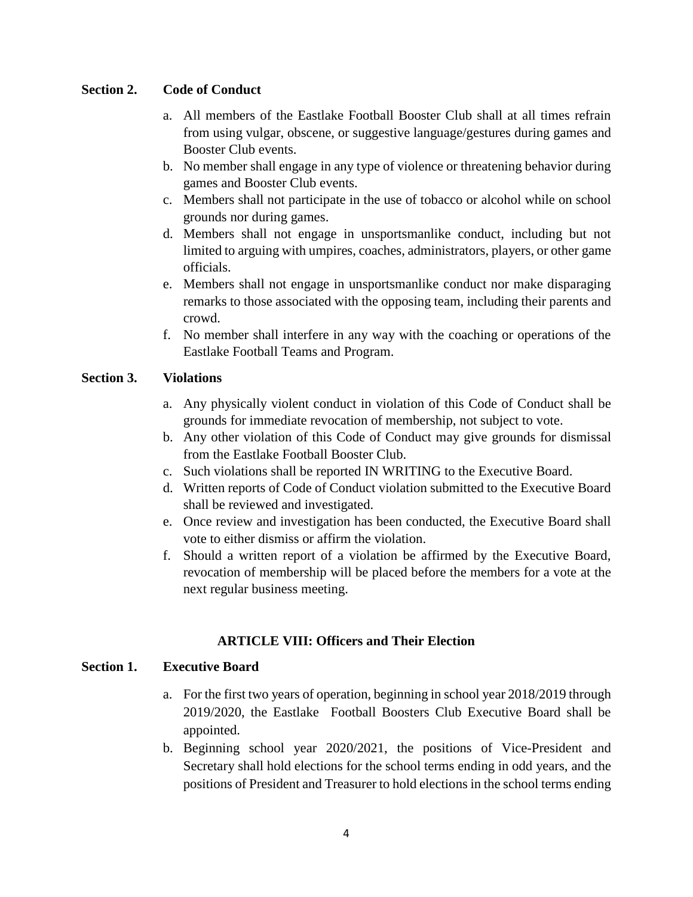**Section 2. Code of Conduct**

a. All members of the Eastlake Football Booster Club shall at all times refrain from using vulgar, obscene, or suggestive language/gestures during games and Booster Club events.
b. No member shall engage in any type of violence or threatening behavior during games and Booster Club events.
c. Members shall not participate in the use of tobacco or alcohol while on school grounds nor during games.
d. Members shall not engage in unsportsmanlike conduct, including but not limited to arguing with umpires, coaches, administrators, players, or other game officials.
e. Members shall not engage in unsportsmanlike conduct nor make disparaging remarks to those associated with the opposing team, including their parents and crowd.
f. No member shall interfere in any way with the coaching or operations of the Eastlake Football Teams and Program.

**Section 3. Violations**

a. Any physically violent conduct in violation of this Code of Conduct shall be grounds for immediate revocation of membership, not subject to vote.
b. Any other violation of this Code of Conduct may give grounds for dismissal from the Eastlake Football Booster Club.
c. Such violations shall be reported IN WRITING to the Executive Board.
d. Written reports of Code of Conduct violation submitted to the Executive Board shall be reviewed and investigated.
e. Once review and investigation has been conducted, the Executive Board shall vote to either dismiss or affirm the violation.
f. Should a written report of a violation be affirmed by the Executive Board, revocation of membership will be placed before the members for a vote at the next regular business meeting.

## ARTICLE VIII: Officers and Their Election

**Section 1. Executive Board**

a. For the first two years of operation, beginning in school year 2018/2019 through 2019/2020, the Eastlake Football Boosters Club Executive Board shall be appointed.
b. Beginning school year 2020/2021, the positions of Vice-President and Secretary shall hold elections for the school terms ending in odd years, and the positions of President and Treasurer to hold elections in the school terms ending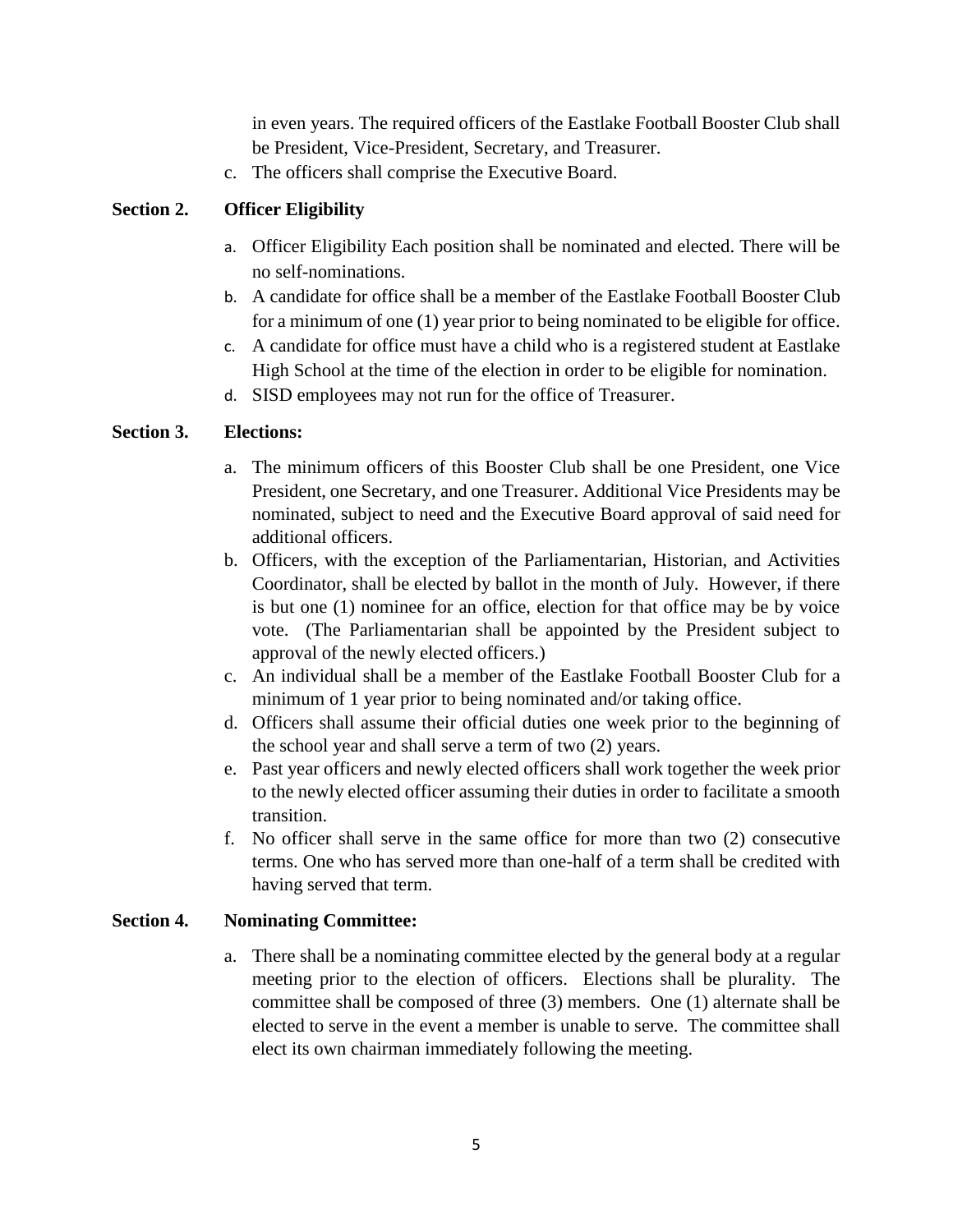in even years. The required officers of the Eastlake Football Booster Club shall be President, Vice-President, Secretary, and Treasurer.

c. The officers shall comprise the Executive Board.

**Section 2. Officer Eligibility**

a. Officer Eligibility Each position shall be nominated and elected. There will be no self-nominations.

b. A candidate for office shall be a member of the Eastlake Football Booster Club for a minimum of one (1) year prior to being nominated to be eligible for office.

c. A candidate for office must have a child who is a registered student at Eastlake High School at the time of the election in order to be eligible for nomination.

d. SISD employees may not run for the office of Treasurer.

**Section 3. Elections:**

a. The minimum officers of this Booster Club shall be one President, one Vice President, one Secretary, and one Treasurer. Additional Vice Presidents may be nominated, subject to need and the Executive Board approval of said need for additional officers.

b. Officers, with the exception of the Parliamentarian, Historian, and Activities Coordinator, shall be elected by ballot in the month of July. However, if there is but one (1) nominee for an office, election for that office may be by voice vote. (The Parliamentarian shall be appointed by the President subject to approval of the newly elected officers.)

c. An individual shall be a member of the Eastlake Football Booster Club for a minimum of 1 year prior to being nominated and/or taking office.

d. Officers shall assume their official duties one week prior to the beginning of the school year and shall serve a term of two (2) years.

e. Past year officers and newly elected officers shall work together the week prior to the newly elected officer assuming their duties in order to facilitate a smooth transition.

f. No officer shall serve in the same office for more than two (2) consecutive terms. One who has served more than one-half of a term shall be credited with having served that term.

**Section 4. Nominating Committee:**

a. There shall be a nominating committee elected by the general body at a regular meeting prior to the election of officers. Elections shall be plurality. The committee shall be composed of three (3) members. One (1) alternate shall be elected to serve in the event a member is unable to serve. The committee shall elect its own chairman immediately following the meeting.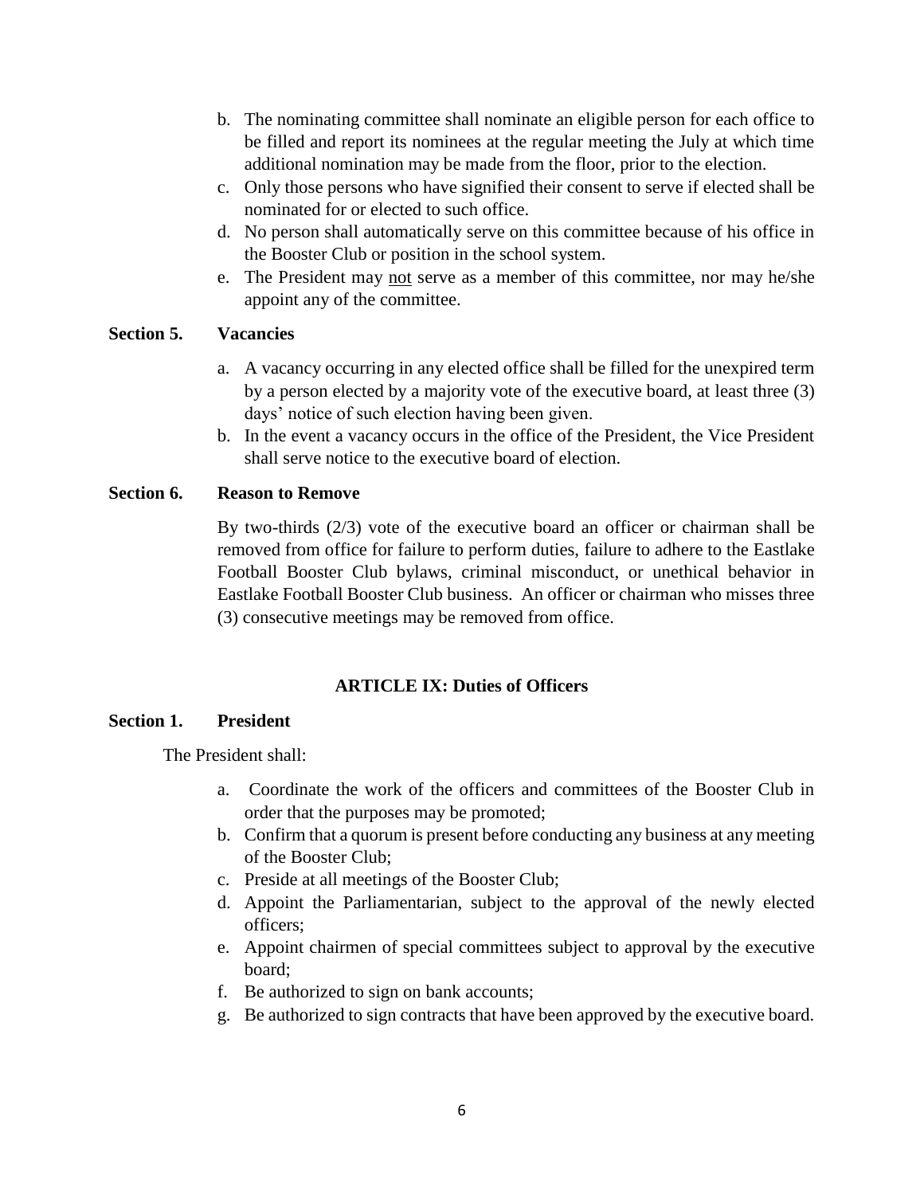b. The nominating committee shall nominate an eligible person for each office to be filled and report its nominees at the regular meeting the July at which time additional nomination may be made from the floor, prior to the election.
c. Only those persons who have signified their consent to serve if elected shall be nominated for or elected to such office.
d. No person shall automatically serve on this committee because of his office in the Booster Club or position in the school system.
e. The President may <u>not</u> serve as a member of this committee, nor may he/she appoint any of the committee.

**Section 5. Vacancies**

a. A vacancy occurring in any elected office shall be filled for the unexpired term by a person elected by a majority vote of the executive board, at least three (3) days' notice of such election having been given.
b. In the event a vacancy occurs in the office of the President, the Vice President shall serve notice to the executive board of election.

**Section 6. Reason to Remove**

By two-thirds (2/3) vote of the executive board an officer or chairman shall be removed from office for failure to perform duties, failure to adhere to the Eastlake Football Booster Club bylaws, criminal misconduct, or unethical behavior in Eastlake Football Booster Club business. An officer or chairman who misses three (3) consecutive meetings may be removed from office.

## ARTICLE IX: Duties of Officers

**Section 1. President**

The President shall:

a. Coordinate the work of the officers and committees of the Booster Club in order that the purposes may be promoted;
b. Confirm that a quorum is present before conducting any business at any meeting of the Booster Club;
c. Preside at all meetings of the Booster Club;
d. Appoint the Parliamentarian, subject to the approval of the newly elected officers;
e. Appoint chairmen of special committees subject to approval by the executive board;
f. Be authorized to sign on bank accounts;
g. Be authorized to sign contracts that have been approved by the executive board.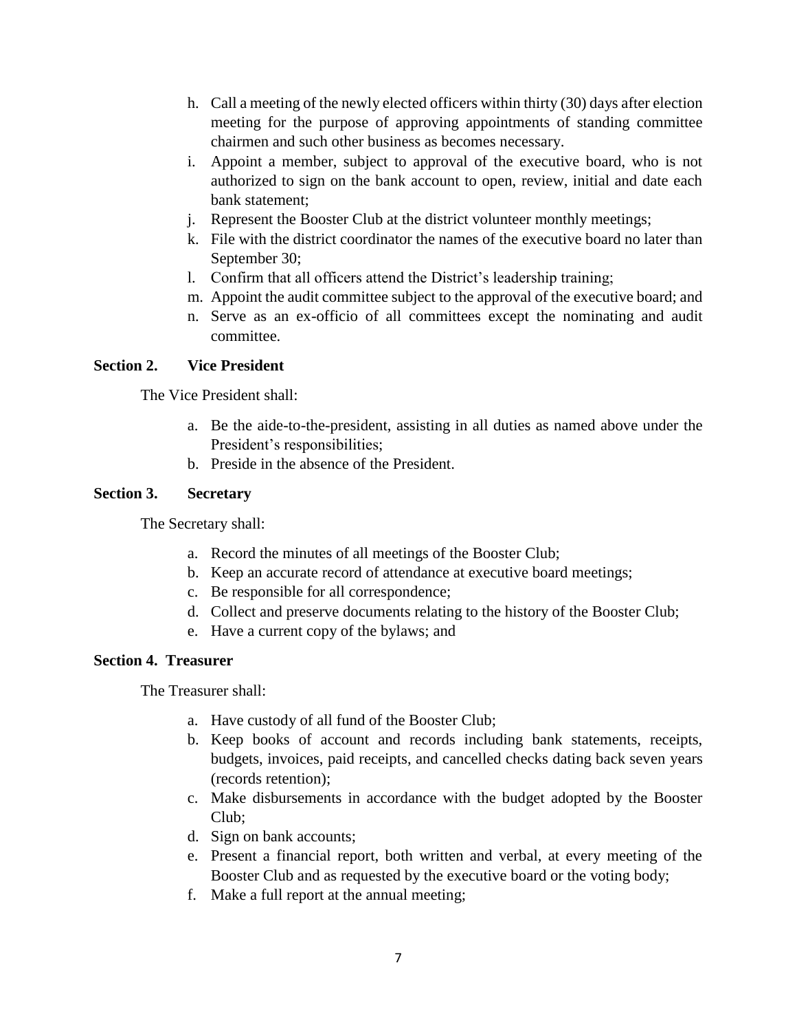h. Call a meeting of the newly elected officers within thirty (30) days after election meeting for the purpose of approving appointments of standing committee chairmen and such other business as becomes necessary.
i. Appoint a member, subject to approval of the executive board, who is not authorized to sign on the bank account to open, review, initial and date each bank statement;
j. Represent the Booster Club at the district volunteer monthly meetings;
k. File with the district coordinator the names of the executive board no later than September 30;
l. Confirm that all officers attend the District's leadership training;
m. Appoint the audit committee subject to the approval of the executive board; and
n. Serve as an ex-officio of all committees except the nominating and audit committee.

**Section 2. Vice President**

The Vice President shall:

a. Be the aide-to-the-president, assisting in all duties as named above under the President's responsibilities;
b. Preside in the absence of the President.

**Section 3. Secretary**

The Secretary shall:

a. Record the minutes of all meetings of the Booster Club;
b. Keep an accurate record of attendance at executive board meetings;
c. Be responsible for all correspondence;
d. Collect and preserve documents relating to the history of the Booster Club;
e. Have a current copy of the bylaws; and

**Section 4. Treasurer**

The Treasurer shall:

a. Have custody of all fund of the Booster Club;
b. Keep books of account and records including bank statements, receipts, budgets, invoices, paid receipts, and cancelled checks dating back seven years (records retention);
c. Make disbursements in accordance with the budget adopted by the Booster Club;
d. Sign on bank accounts;
e. Present a financial report, both written and verbal, at every meeting of the Booster Club and as requested by the executive board or the voting body;
f. Make a full report at the annual meeting;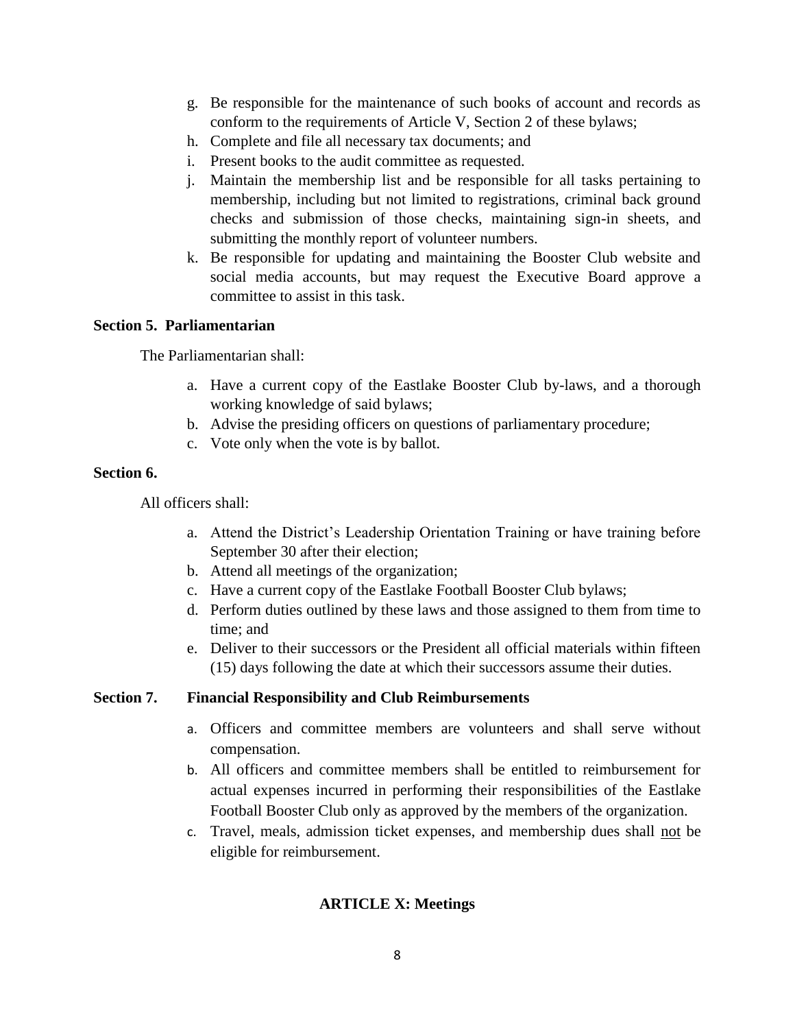g. Be responsible for the maintenance of such books of account and records as conform to the requirements of Article V, Section 2 of these bylaws;
h. Complete and file all necessary tax documents; and
i. Present books to the audit committee as requested.
j. Maintain the membership list and be responsible for all tasks pertaining to membership, including but not limited to registrations, criminal back ground checks and submission of those checks, maintaining sign-in sheets, and submitting the monthly report of volunteer numbers.
k. Be responsible for updating and maintaining the Booster Club website and social media accounts, but may request the Executive Board approve a committee to assist in this task.

**Section 5. Parliamentarian**

The Parliamentarian shall:

a. Have a current copy of the Eastlake Booster Club by-laws, and a thorough working knowledge of said bylaws;
b. Advise the presiding officers on questions of parliamentary procedure;
c. Vote only when the vote is by ballot.

**Section 6.**

All officers shall:

a. Attend the District's Leadership Orientation Training or have training before September 30 after their election;
b. Attend all meetings of the organization;
c. Have a current copy of the Eastlake Football Booster Club bylaws;
d. Perform duties outlined by these laws and those assigned to them from time to time; and
e. Deliver to their successors or the President all official materials within fifteen (15) days following the date at which their successors assume their duties.

**Section 7. Financial Responsibility and Club Reimbursements**

a. Officers and committee members are volunteers and shall serve without compensation.
b. All officers and committee members shall be entitled to reimbursement for actual expenses incurred in performing their responsibilities of the Eastlake Football Booster Club only as approved by the members of the organization.
c. Travel, meals, admission ticket expenses, and membership dues shall <u>not</u> be eligible for reimbursement.

## ARTICLE X: Meetings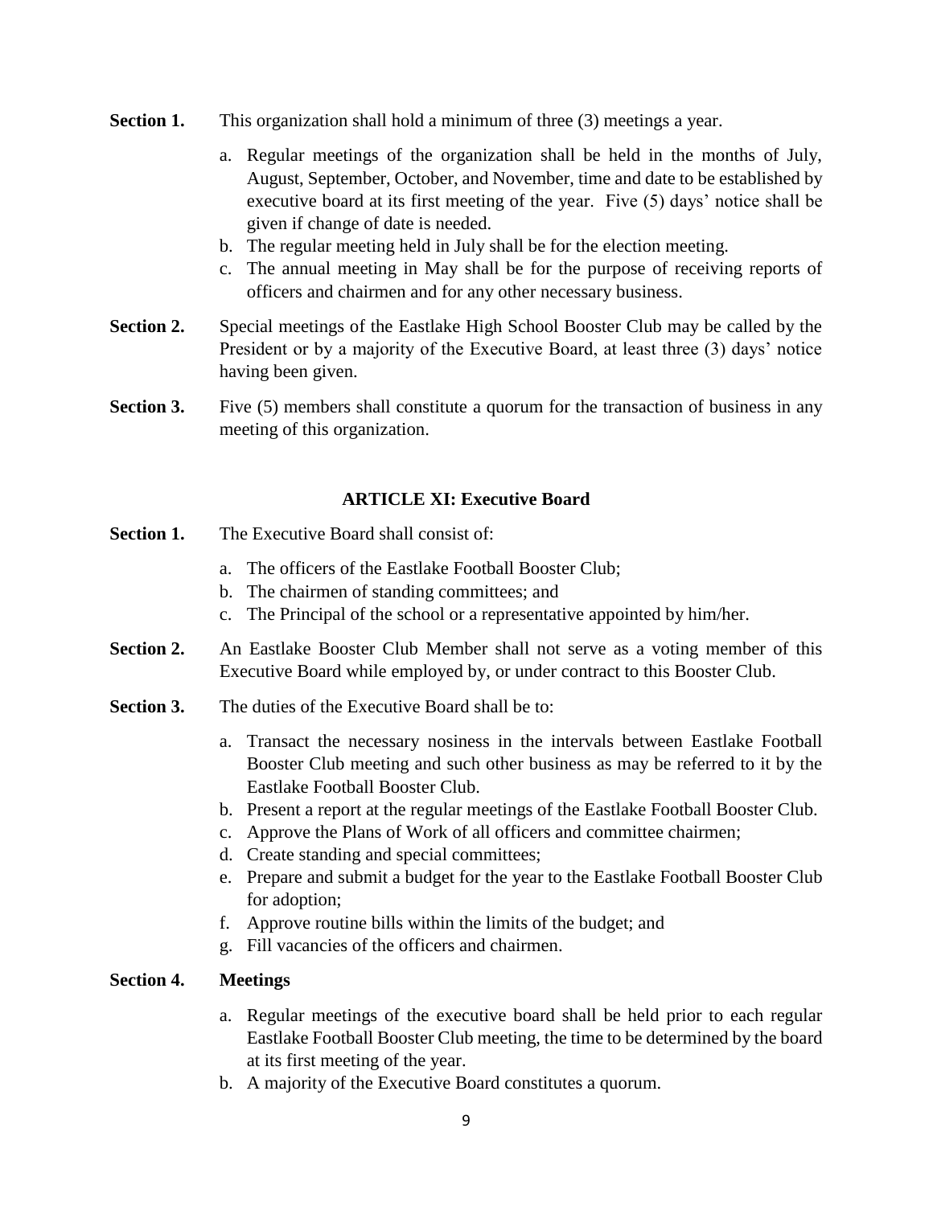**Section 1.** This organization shall hold a minimum of three (3) meetings a year.

a. Regular meetings of the organization shall be held in the months of July, August, September, October, and November, time and date to be established by executive board at its first meeting of the year. Five (5) days' notice shall be given if change of date is needed.
b. The regular meeting held in July shall be for the election meeting.
c. The annual meeting in May shall be for the purpose of receiving reports of officers and chairmen and for any other necessary business.

**Section 2.** Special meetings of the Eastlake High School Booster Club may be called by the President or by a majority of the Executive Board, at least three (3) days' notice having been given.

**Section 3.** Five (5) members shall constitute a quorum for the transaction of business in any meeting of this organization.

## ARTICLE XI: Executive Board

**Section 1.** The Executive Board shall consist of:

a. The officers of the Eastlake Football Booster Club;
b. The chairmen of standing committees; and
c. The Principal of the school or a representative appointed by him/her.

**Section 2.** An Eastlake Booster Club Member shall not serve as a voting member of this Executive Board while employed by, or under contract to this Booster Club.

**Section 3.** The duties of the Executive Board shall be to:

a. Transact the necessary nosiness in the intervals between Eastlake Football Booster Club meeting and such other business as may be referred to it by the Eastlake Football Booster Club.
b. Present a report at the regular meetings of the Eastlake Football Booster Club.
c. Approve the Plans of Work of all officers and committee chairmen;
d. Create standing and special committees;
e. Prepare and submit a budget for the year to the Eastlake Football Booster Club for adoption;
f. Approve routine bills within the limits of the budget; and
g. Fill vacancies of the officers and chairmen.

**Section 4. Meetings**

a. Regular meetings of the executive board shall be held prior to each regular Eastlake Football Booster Club meeting, the time to be determined by the board at its first meeting of the year.
b. A majority of the Executive Board constitutes a quorum.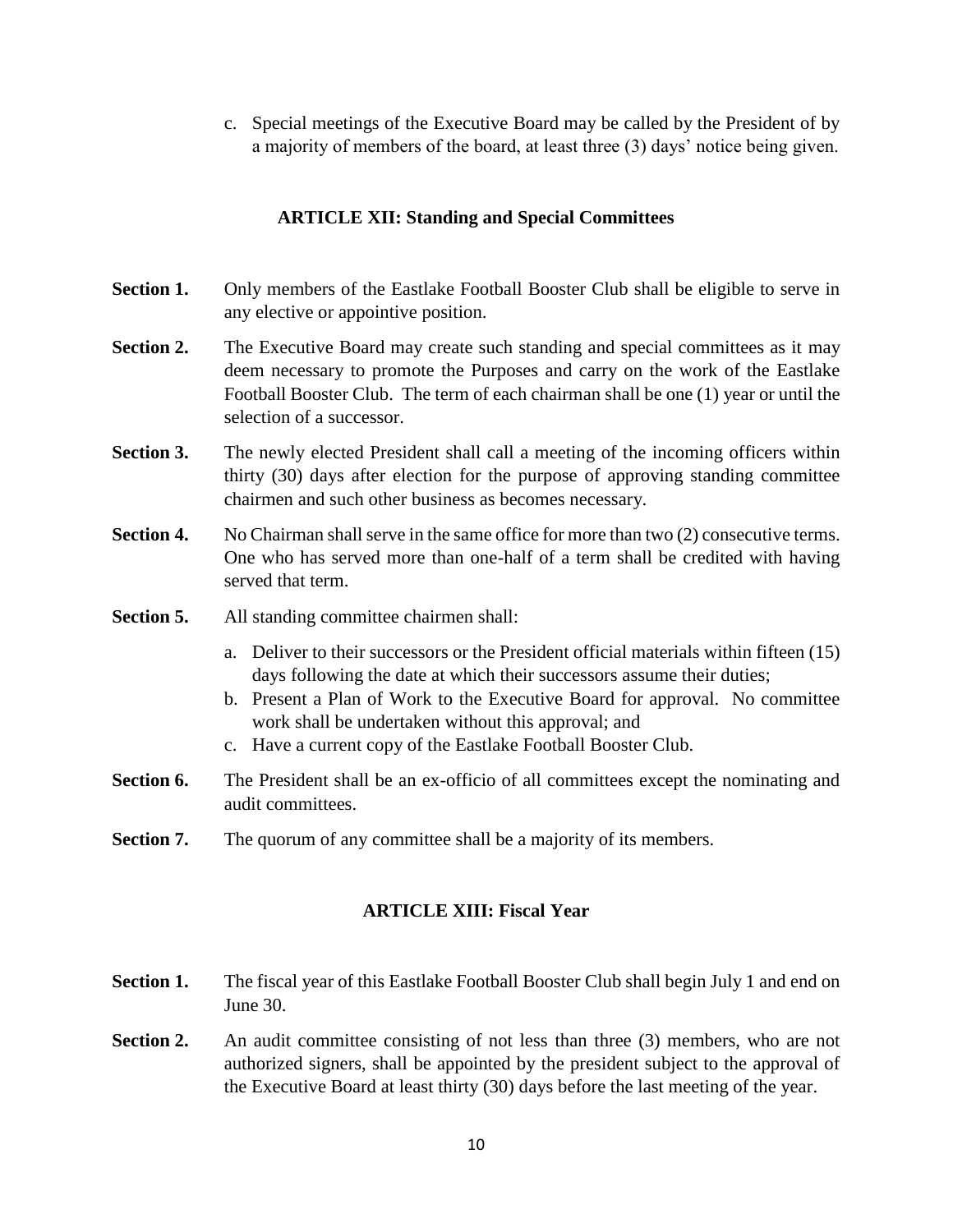c. Special meetings of the Executive Board may be called by the President of by a majority of members of the board, at least three (3) days' notice being given.

## ARTICLE XII: Standing and Special Committees

**Section 1.** Only members of the Eastlake Football Booster Club shall be eligible to serve in any elective or appointive position.

**Section 2.** The Executive Board may create such standing and special committees as it may deem necessary to promote the Purposes and carry on the work of the Eastlake Football Booster Club. The term of each chairman shall be one (1) year or until the selection of a successor.

**Section 3.** The newly elected President shall call a meeting of the incoming officers within thirty (30) days after election for the purpose of approving standing committee chairmen and such other business as becomes necessary.

**Section 4.** No Chairman shall serve in the same office for more than two (2) consecutive terms. One who has served more than one-half of a term shall be credited with having served that term.

**Section 5.** All standing committee chairmen shall:

a. Deliver to their successors or the President official materials within fifteen (15) days following the date at which their successors assume their duties;
b. Present a Plan of Work to the Executive Board for approval. No committee work shall be undertaken without this approval; and
c. Have a current copy of the Eastlake Football Booster Club.

**Section 6.** The President shall be an ex-officio of all committees except the nominating and audit committees.

**Section 7.** The quorum of any committee shall be a majority of its members.

## ARTICLE XIII: Fiscal Year

**Section 1.** The fiscal year of this Eastlake Football Booster Club shall begin July 1 and end on June 30.

**Section 2.** An audit committee consisting of not less than three (3) members, who are not authorized signers, shall be appointed by the president subject to the approval of the Executive Board at least thirty (30) days before the last meeting of the year.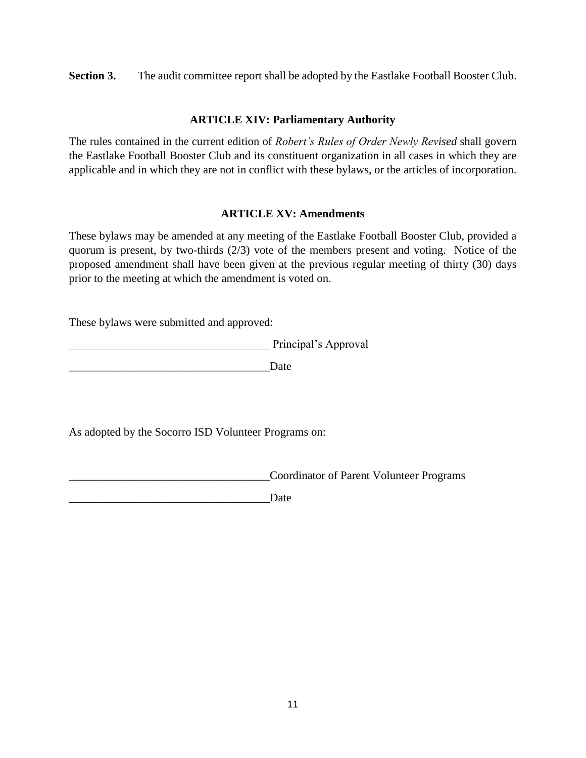**Section 3.** The audit committee report shall be adopted by the Eastlake Football Booster Club.

## ARTICLE XIV: Parliamentary Authority

The rules contained in the current edition of *Robert's Rules of Order Newly Revised* shall govern the Eastlake Football Booster Club and its constituent organization in all cases in which they are applicable and in which they are not in conflict with these bylaws, or the articles of incorporation.

## ARTICLE XV: Amendments

These bylaws may be amended at any meeting of the Eastlake Football Booster Club, provided a quorum is present, by two-thirds (2/3) vote of the members present and voting. Notice of the proposed amendment shall have been given at the previous regular meeting of thirty (30) days prior to the meeting at which the amendment is voted on.

These bylaws were submitted and approved:

___________________________________ Principal's Approval

___________________________________Date

As adopted by the Socorro ISD Volunteer Programs on:

___________________________________Coordinator of Parent Volunteer Programs

___________________________________Date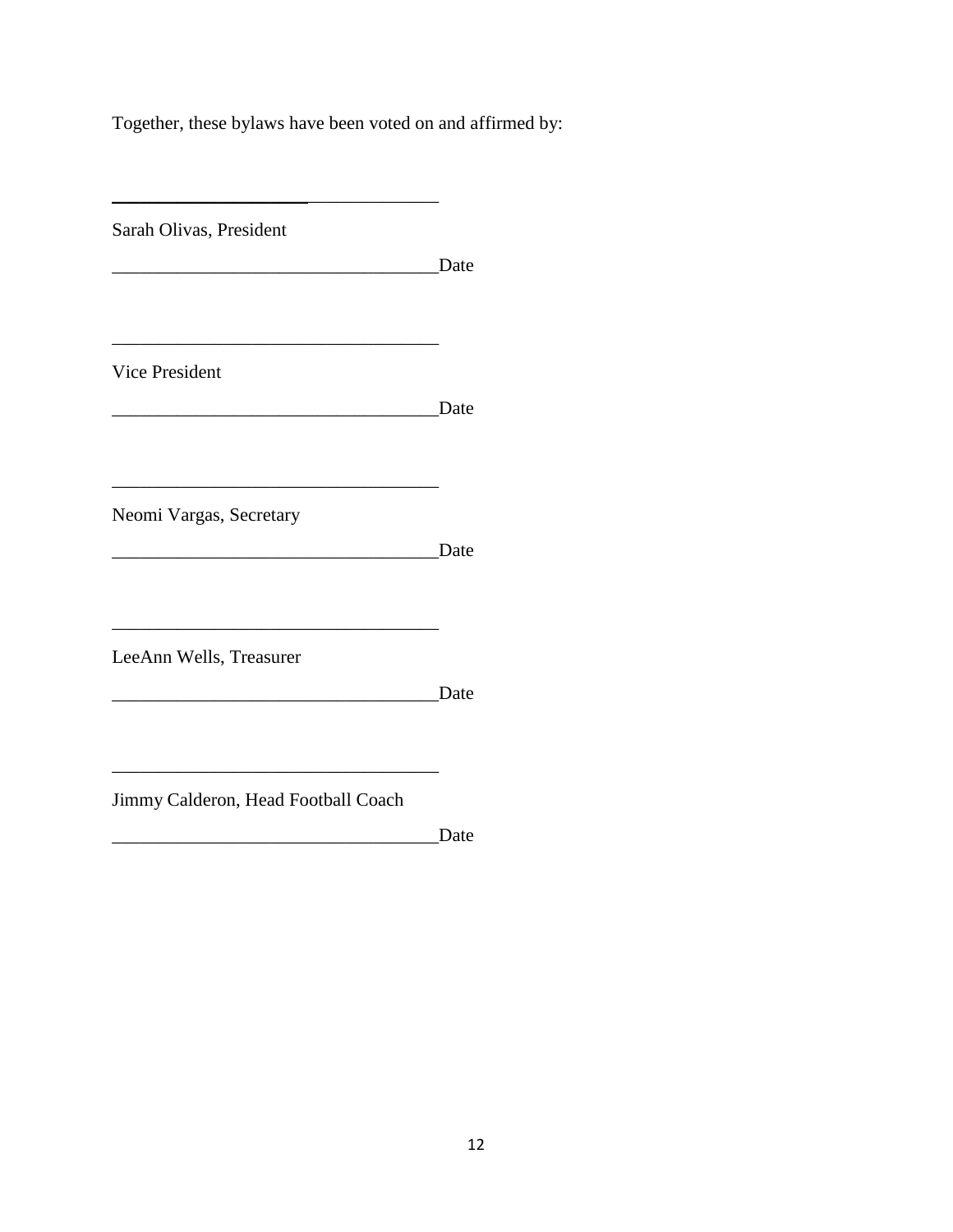Together, these bylaws have been voted on and affirmed by:

___________________________________

Sarah Olivas, President

___________________________________Date

___________________________________

Vice President

___________________________________Date

___________________________________

Neomi Vargas, Secretary

___________________________________Date

___________________________________

LeeAnn Wells, Treasurer

___________________________________Date

___________________________________

Jimmy Calderon, Head Football Coach

___________________________________Date